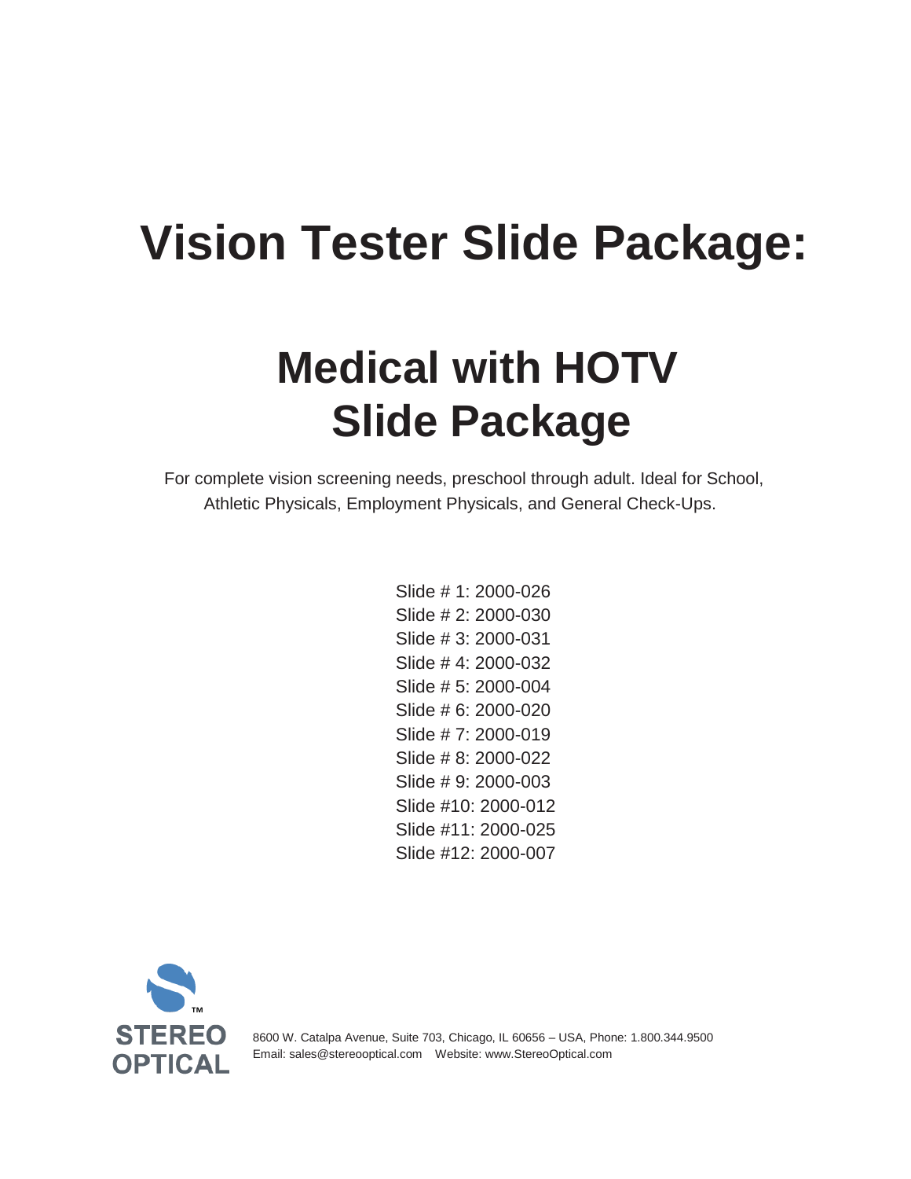# Vision Tester Slide Package:

## Medical with HOTV Slide Package

For complete vision screening needs, preschool through adult. Ideal for School, Athletic Physicals, Employment Physicals, and General Check-Ups.

Slide # 1: 2000-026
Slide # 2: 2000-030
Slide # 3: 2000-031
Slide # 4: 2000-032
Slide # 5: 2000-004
Slide # 6: 2000-020
Slide # 7: 2000-019
Slide # 8: 2000-022
Slide # 9: 2000-003
Slide #10: 2000-012
Slide #11: 2000-025
Slide #12: 2000-007

STEREO OPTICAL

8600 W. Catalpa Avenue, Suite 703, Chicago, IL 60656 – USA, Phone: 1.800.344.9500
Email: sales@stereooptical.com Website: www.StereoOptical.com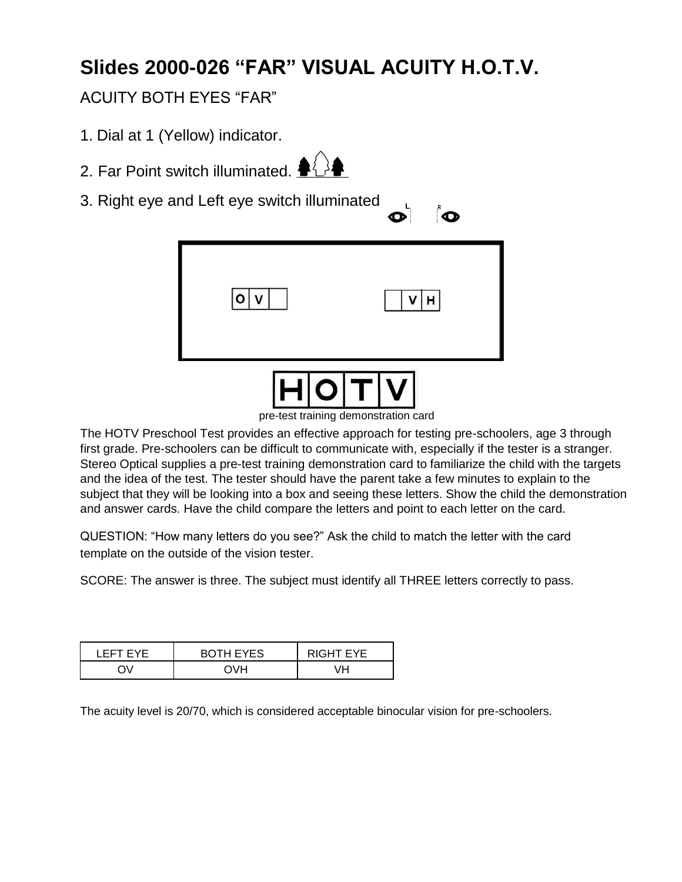# Slides 2000-026 "FAR" VISUAL ACUITY H.O.T.V.

ACUITY BOTH EYES "FAR"

1. Dial at 1 (Yellow) indicator.
2. Far Point switch illuminated.
3. Right eye and Left eye switch illuminated

pre-test training demonstration card

The HOTV Preschool Test provides an effective approach for testing pre-schoolers, age 3 through first grade. Pre-schoolers can be difficult to communicate with, especially if the tester is a stranger. Stereo Optical supplies a pre-test training demonstration card to familiarize the child with the targets and the idea of the test. The tester should have the parent take a few minutes to explain to the subject that they will be looking into a box and seeing these letters. Show the child the demonstration and answer cards. Have the child compare the letters and point to each letter on the card.

QUESTION: "How many letters do you see?" Ask the child to match the letter with the card template on the outside of the vision tester.

SCORE: The answer is three. The subject must identify all THREE letters correctly to pass.

| LEFT EYE | BOTH EYES | RIGHT EYE |
|---|---|---|
| OV | OVH | VH |

The acuity level is 20/70, which is considered acceptable binocular vision for pre-schoolers.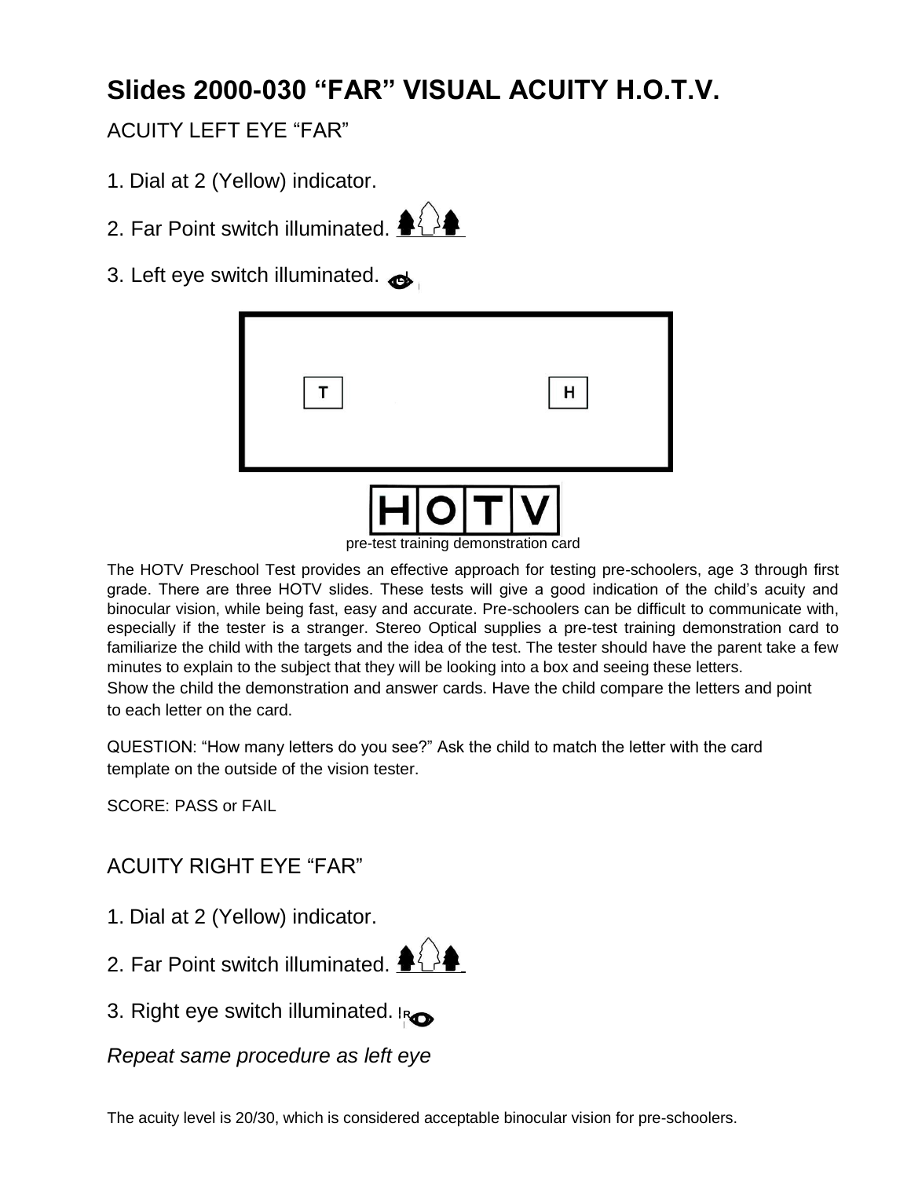# Slides 2000-030 "FAR" VISUAL ACUITY H.O.T.V.

## ACUITY LEFT EYE "FAR"

1. Dial at 2 (Yellow) indicator.
2. Far Point switch illuminated.
3. Left eye switch illuminated.

T H

HOTV

pre-test training demonstration card

The HOTV Preschool Test provides an effective approach for testing pre-schoolers, age 3 through first grade. There are three HOTV slides. These tests will give a good indication of the child's acuity and binocular vision, while being fast, easy and accurate. Pre-schoolers can be difficult to communicate with, especially if the tester is a stranger. Stereo Optical supplies a pre-test training demonstration card to familiarize the child with the targets and the idea of the test. The tester should have the parent take a few minutes to explain to the subject that they will be looking into a box and seeing these letters. Show the child the demonstration and answer cards. Have the child compare the letters and point to each letter on the card.

QUESTION: "How many letters do you see?" Ask the child to match the letter with the card template on the outside of the vision tester.

SCORE: PASS or FAIL

## ACUITY RIGHT EYE "FAR"

1. Dial at 2 (Yellow) indicator.
2. Far Point switch illuminated.
3. Right eye switch illuminated.

*Repeat same procedure as left eye*

The acuity level is 20/30, which is considered acceptable binocular vision for pre-schoolers.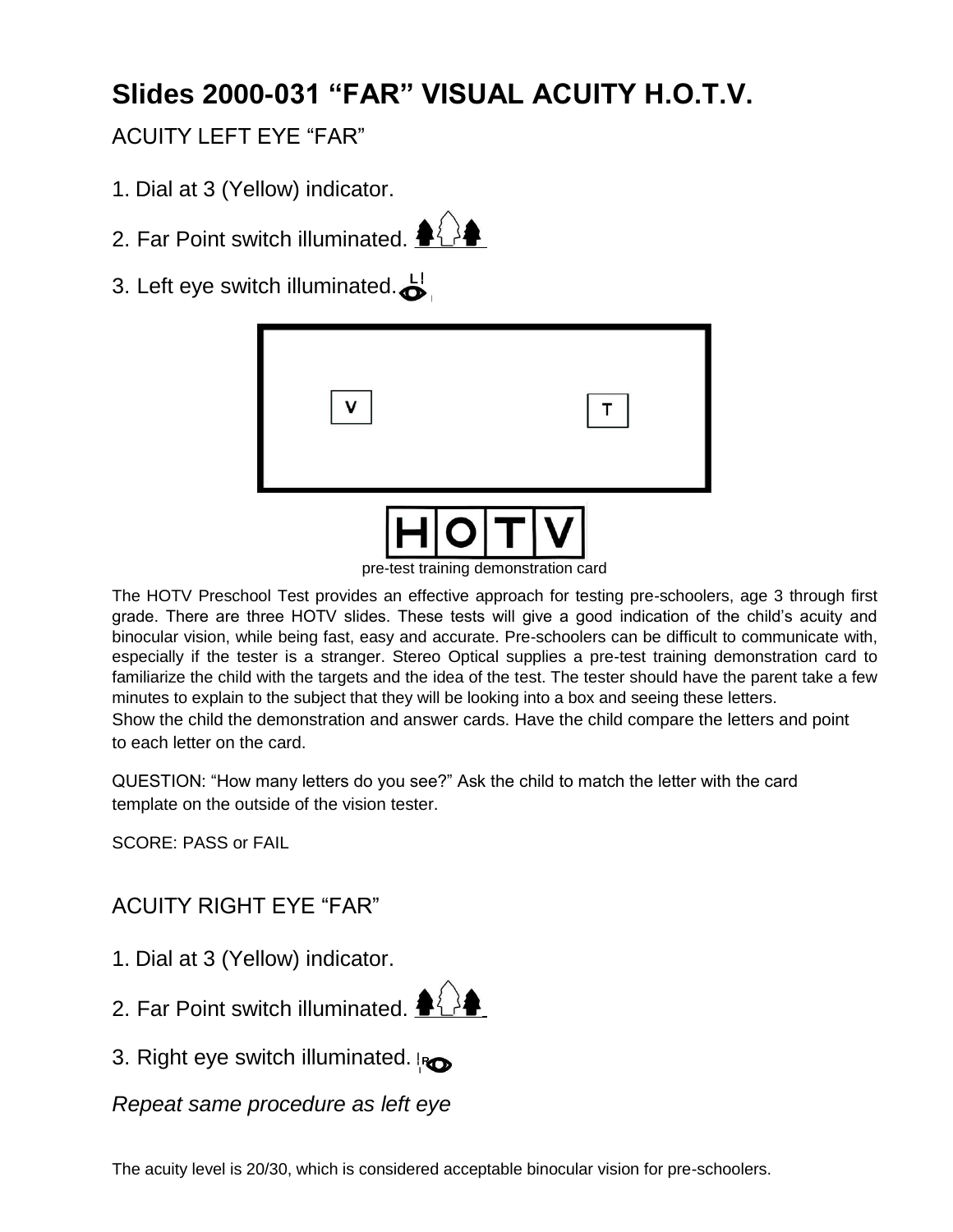# Slides 2000-031 "FAR" VISUAL ACUITY H.O.T.V.

## ACUITY LEFT EYE "FAR"

1. Dial at 3 (Yellow) indicator.
2. Far Point switch illuminated.
3. Left eye switch illuminated.

V T

H O T V

pre-test training demonstration card

The HOTV Preschool Test provides an effective approach for testing pre-schoolers, age 3 through first grade. There are three HOTV slides. These tests will give a good indication of the child's acuity and binocular vision, while being fast, easy and accurate. Pre-schoolers can be difficult to communicate with, especially if the tester is a stranger. Stereo Optical supplies a pre-test training demonstration card to familiarize the child with the targets and the idea of the test. The tester should have the parent take a few minutes to explain to the subject that they will be looking into a box and seeing these letters.
Show the child the demonstration and answer cards. Have the child compare the letters and point to each letter on the card.

QUESTION: "How many letters do you see?" Ask the child to match the letter with the card template on the outside of the vision tester.

SCORE: PASS or FAIL

## ACUITY RIGHT EYE "FAR"

1. Dial at 3 (Yellow) indicator.
2. Far Point switch illuminated.
3. Right eye switch illuminated.

*Repeat same procedure as left eye*

The acuity level is 20/30, which is considered acceptable binocular vision for pre-schoolers.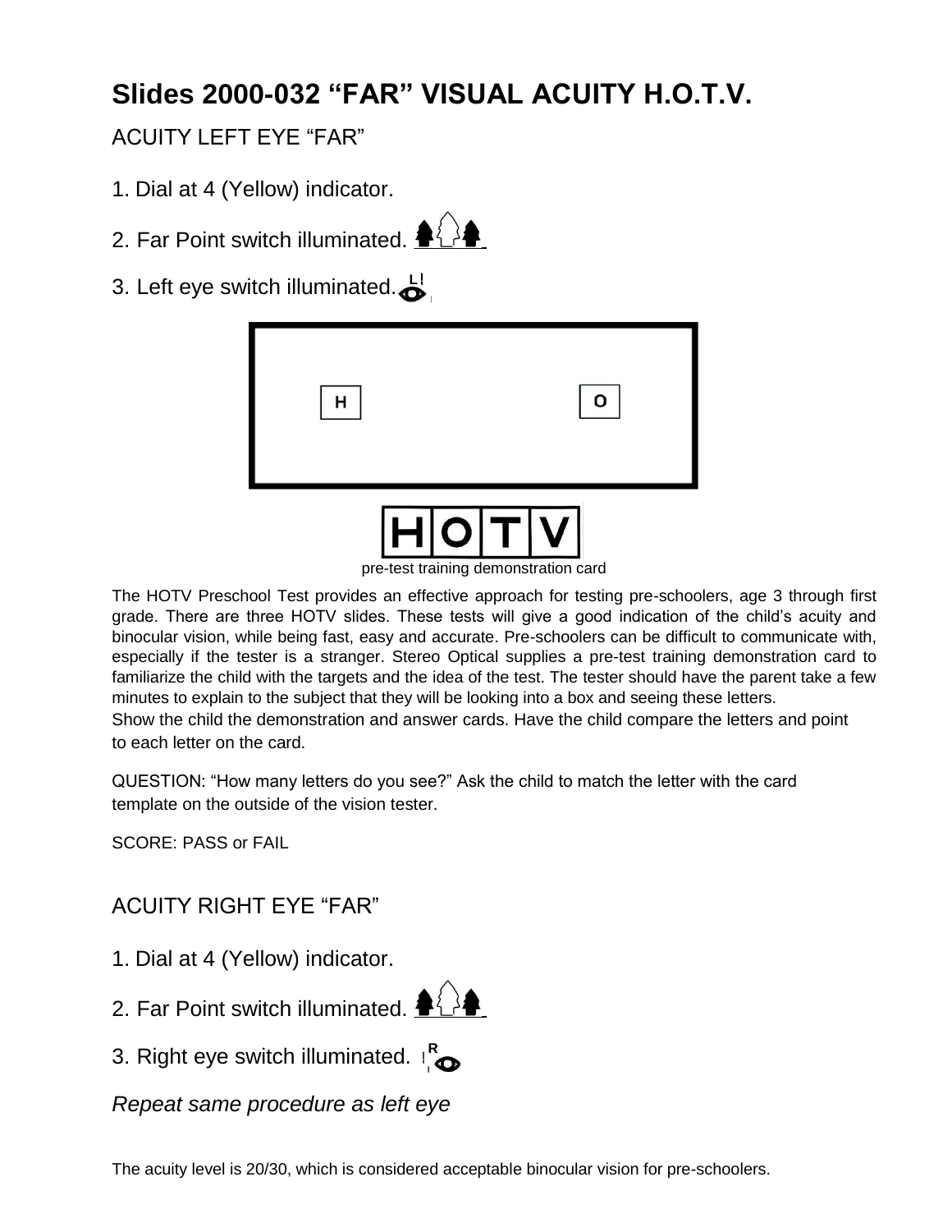# Slides 2000-032 "FAR" VISUAL ACUITY H.O.T.V.

## ACUITY LEFT EYE "FAR"

1. Dial at 4 (Yellow) indicator.
2. Far Point switch illuminated.
3. Left eye switch illuminated.

| H | O |
|---|---|

| H | O | T | V |
|---|---|---|---|

pre-test training demonstration card

The HOTV Preschool Test provides an effective approach for testing pre-schoolers, age 3 through first grade. There are three HOTV slides. These tests will give a good indication of the child's acuity and binocular vision, while being fast, easy and accurate. Pre-schoolers can be difficult to communicate with, especially if the tester is a stranger. Stereo Optical supplies a pre-test training demonstration card to familiarize the child with the targets and the idea of the test. The tester should have the parent take a few minutes to explain to the subject that they will be looking into a box and seeing these letters. Show the child the demonstration and answer cards. Have the child compare the letters and point to each letter on the card.

QUESTION: "How many letters do you see?" Ask the child to match the letter with the card template on the outside of the vision tester.

SCORE: PASS or FAIL

## ACUITY RIGHT EYE "FAR"

1. Dial at 4 (Yellow) indicator.
2. Far Point switch illuminated.
3. Right eye switch illuminated.

*Repeat same procedure as left eye*

The acuity level is 20/30, which is considered acceptable binocular vision for pre-schoolers.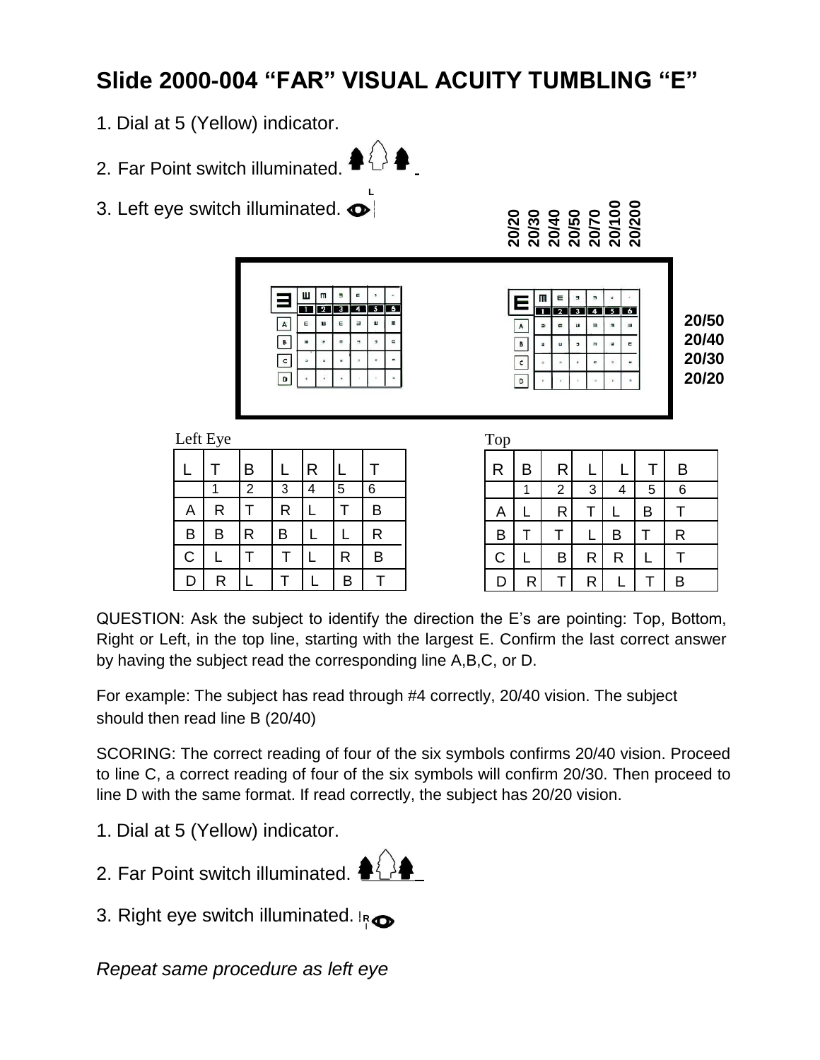# Slide 2000-004 "FAR" VISUAL ACUITY TUMBLING "E"

1. Dial at 5 (Yellow) indicator.
2. Far Point switch illuminated.
3. Left eye switch illuminated.

20/20 20/30 20/40 20/50 20/70 20/100 20/200

20/50
20/40
20/30
20/20

Left Eye

| L | T | B | L | R | L | T |
|---|---|---|---|---|---|---|
| | 1 | 2 | 3 | 4 | 5 | 6 |
| A | R | T | R | L | T | B |
| B | B | R | B | L | L | R |
| C | L | T | T | L | R | B |
| D | R | L | T | L | B | T |

Top

| R | B | R | L | L | T | B |
|---|---|---|---|---|---|---|
| | 1 | 2 | 3 | 4 | 5 | 6 |
| A | L | R | T | L | B | T |
| B | T | T | L | B | T | R |
| C | L | B | R | R | L | T |
| D | R | T | R | L | T | B |

QUESTION: Ask the subject to identify the direction the E's are pointing: Top, Bottom, Right or Left, in the top line, starting with the largest E. Confirm the last correct answer by having the subject read the corresponding line A,B,C, or D.

For example: The subject has read through #4 correctly, 20/40 vision. The subject should then read line B (20/40)

SCORING: The correct reading of four of the six symbols confirms 20/40 vision. Proceed to line C, a correct reading of four of the six symbols will confirm 20/30. Then proceed to line D with the same format. If read correctly, the subject has 20/20 vision.

1. Dial at 5 (Yellow) indicator.
2. Far Point switch illuminated.
3. Right eye switch illuminated.

*Repeat same procedure as left eye*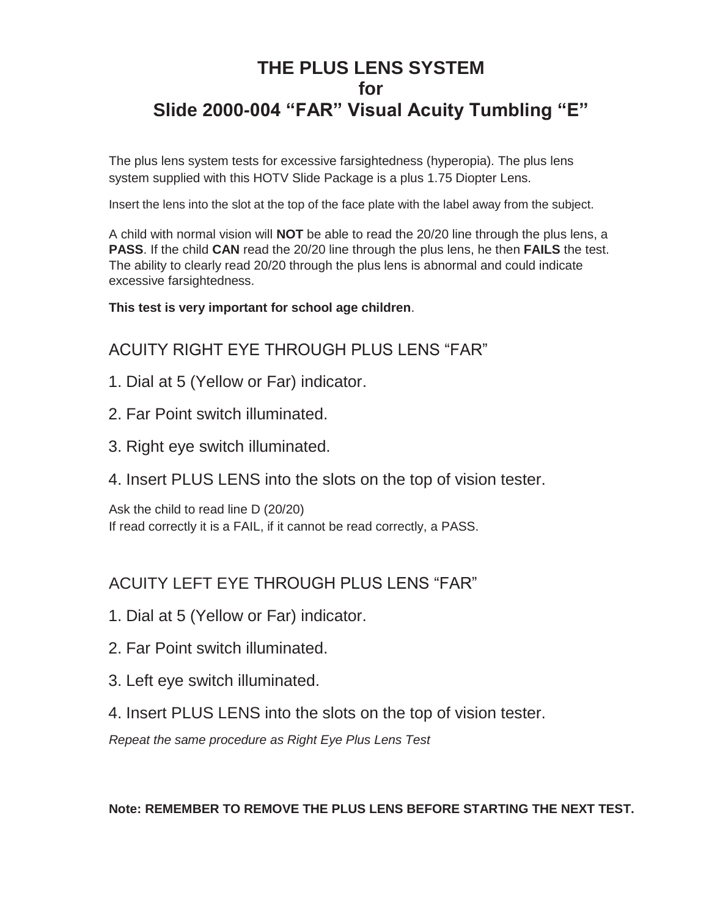# THE PLUS LENS SYSTEM
# for
# Slide 2000-004 “FAR” Visual Acuity Tumbling “E”

The plus lens system tests for excessive farsightedness (hyperopia). The plus lens system supplied with this HOTV Slide Package is a plus 1.75 Diopter Lens.

Insert the lens into the slot at the top of the face plate with the label away from the subject.

A child with normal vision will **NOT** be able to read the 20/20 line through the plus lens, a **PASS**. If the child **CAN** read the 20/20 line through the plus lens, he then **FAILS** the test. The ability to clearly read 20/20 through the plus lens is abnormal and could indicate excessive farsightedness.

**This test is very important for school age children**.

## ACUITY RIGHT EYE THROUGH PLUS LENS “FAR”

1. Dial at 5 (Yellow or Far) indicator.
2. Far Point switch illuminated.
3. Right eye switch illuminated.
4. Insert PLUS LENS into the slots on the top of vision tester.

Ask the child to read line D (20/20)
If read correctly it is a FAIL, if it cannot be read correctly, a PASS.

## ACUITY LEFT EYE THROUGH PLUS LENS “FAR”

1. Dial at 5 (Yellow or Far) indicator.
2. Far Point switch illuminated.
3. Left eye switch illuminated.
4. Insert PLUS LENS into the slots on the top of vision tester.

*Repeat the same procedure as Right Eye Plus Lens Test*

**Note: REMEMBER TO REMOVE THE PLUS LENS BEFORE STARTING THE NEXT TEST.**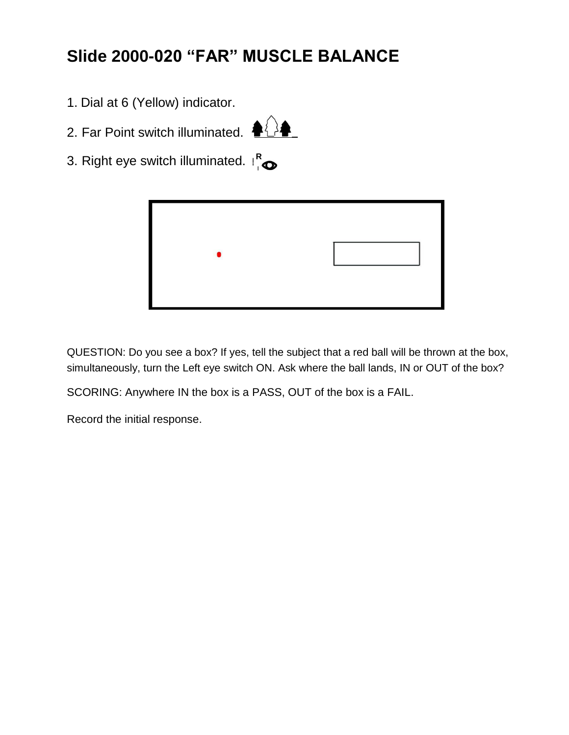## Slide 2000-020 “FAR” MUSCLE BALANCE

1. Dial at 6 (Yellow) indicator.
2. Far Point switch illuminated.
3. Right eye switch illuminated.

QUESTION: Do you see a box? If yes, tell the subject that a red ball will be thrown at the box, simultaneously, turn the Left eye switch ON. Ask where the ball lands, IN or OUT of the box?

SCORING: Anywhere IN the box is a PASS, OUT of the box is a FAIL.

Record the initial response.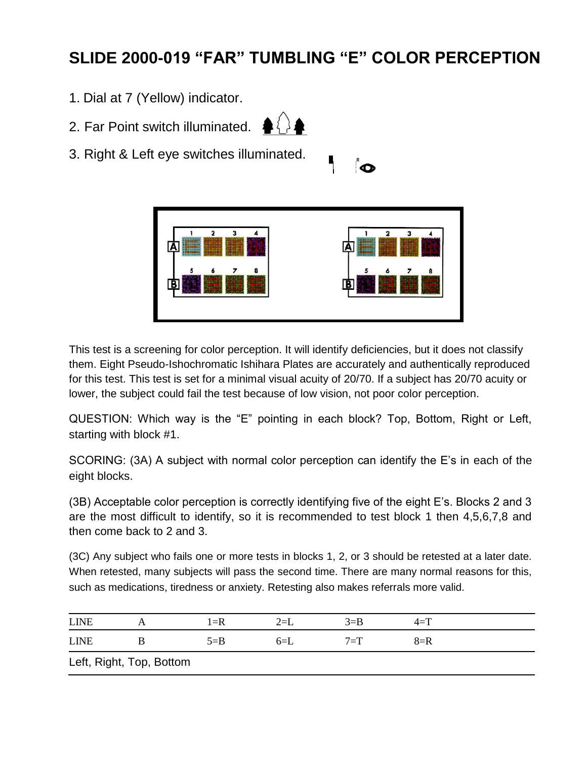# SLIDE 2000-019 “FAR” TUMBLING “E” COLOR PERCEPTION

1. Dial at 7 (Yellow) indicator.
2. Far Point switch illuminated.
3. Right & Left eye switches illuminated.

This test is a screening for color perception. It will identify deficiencies, but it does not classify them. Eight Pseudo-Ishochromatic Ishihara Plates are accurately and authentically reproduced for this test. This test is set for a minimal visual acuity of 20/70. If a subject has 20/70 acuity or lower, the subject could fail the test because of low vision, not poor color perception.

QUESTION: Which way is the “E” pointing in each block? Top, Bottom, Right or Left, starting with block #1.

SCORING: (3A) A subject with normal color perception can identify the E’s in each of the eight blocks.

(3B) Acceptable color perception is correctly identifying five of the eight E’s. Blocks 2 and 3 are the most difficult to identify, so it is recommended to test block 1 then 4,5,6,7,8 and then come back to 2 and 3.

(3C) Any subject who fails one or more tests in blocks 1, 2, or 3 should be retested at a later date. When retested, many subjects will pass the second time. There are many normal reasons for this, such as medications, tiredness or anxiety. Retesting also makes referrals more valid.

| LINE | A | 1=R | 2=L | 3=B | 4=T |
|---|---|---|---|---|---|
| LINE | B | 5=B | 6=L | 7=T | 8=R |

Left, Right, Top, Bottom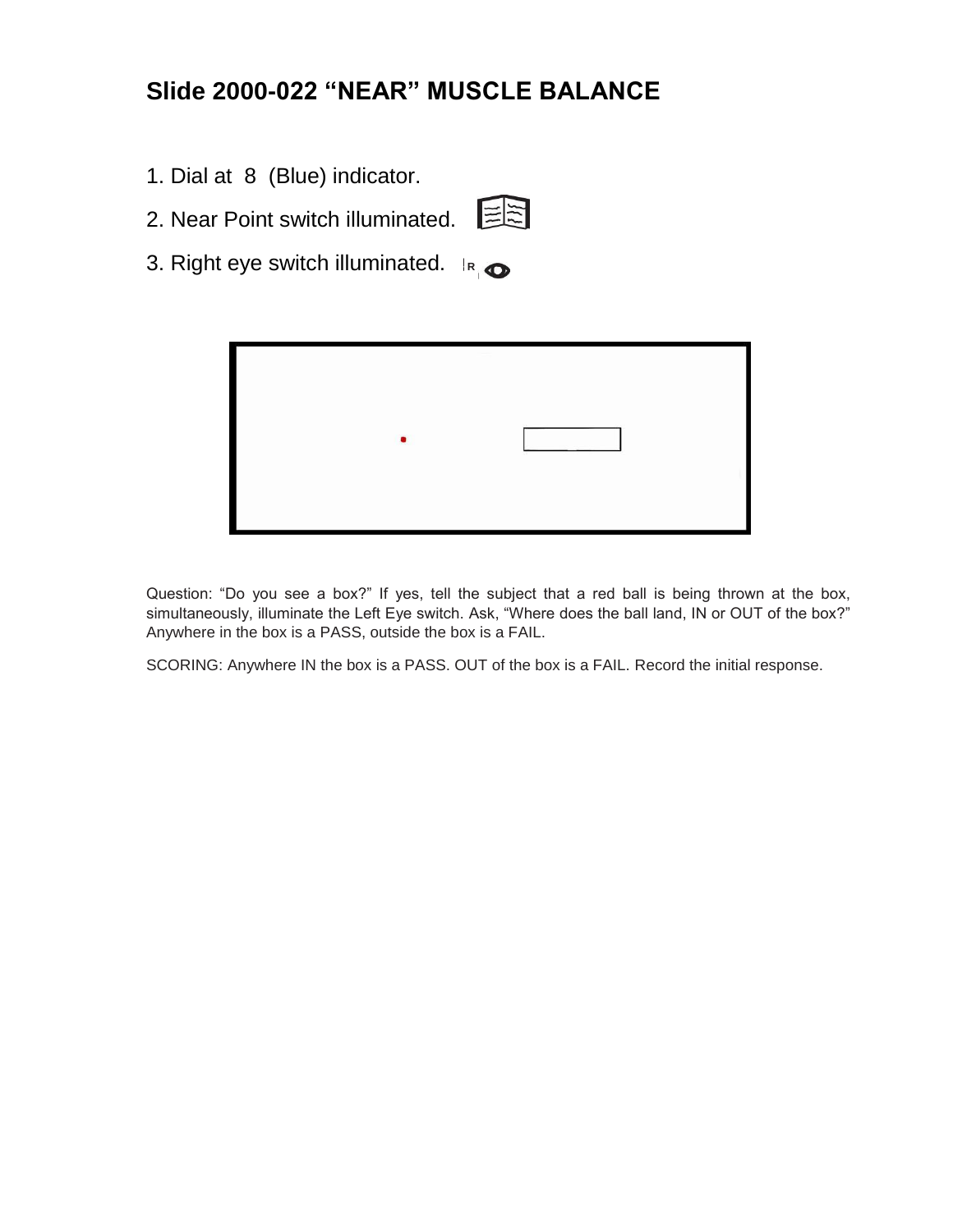## Slide 2000-022 “NEAR” MUSCLE BALANCE

1. Dial at 8 (Blue) indicator.
2. Near Point switch illuminated.
3. Right eye switch illuminated.

Question: “Do you see a box?” If yes, tell the subject that a red ball is being thrown at the box, simultaneously, illuminate the Left Eye switch. Ask, “Where does the ball land, IN or OUT of the box?” Anywhere in the box is a PASS, outside the box is a FAIL.

SCORING: Anywhere IN the box is a PASS. OUT of the box is a FAIL. Record the initial response.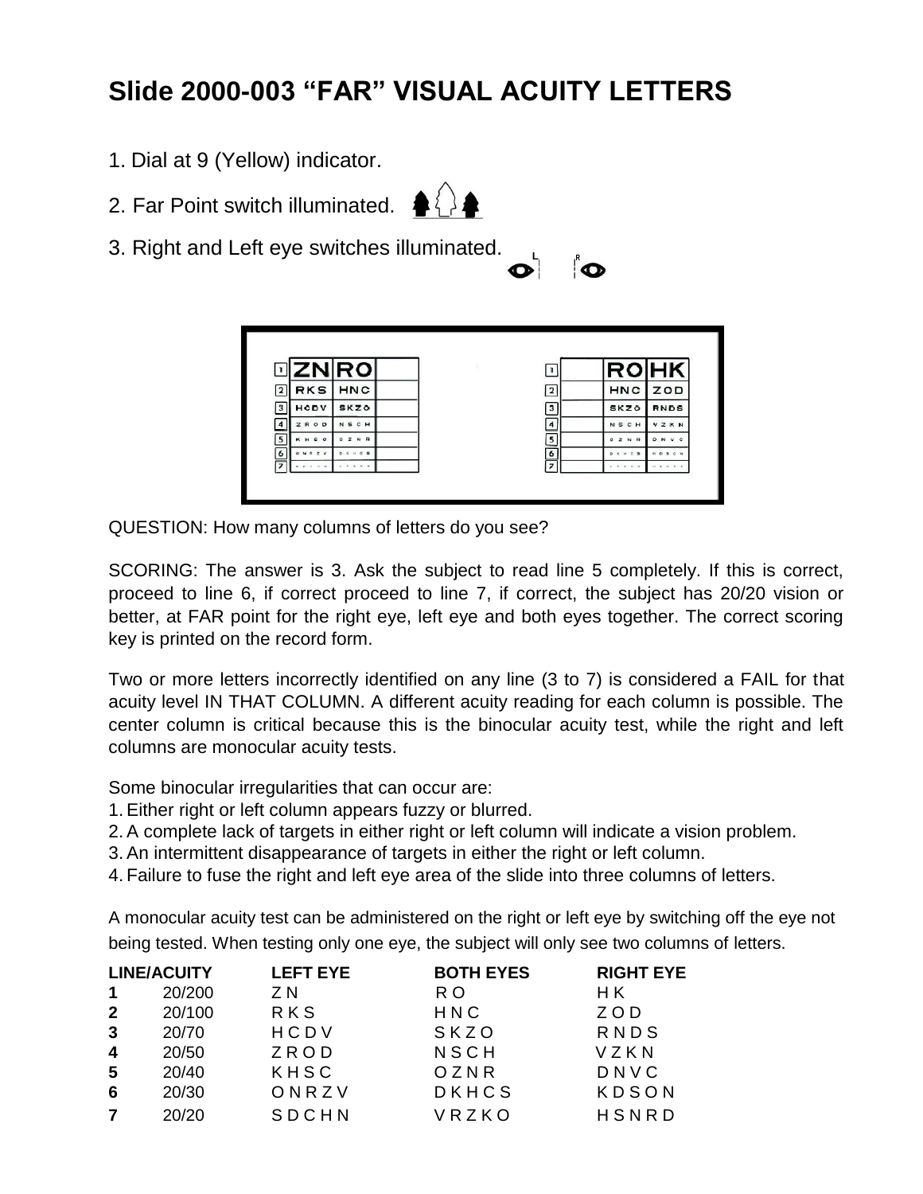# Slide 2000-003 "FAR" VISUAL ACUITY LETTERS

1. Dial at 9 (Yellow) indicator.
2. Far Point switch illuminated.
3. Right and Left eye switches illuminated.

QUESTION: How many columns of letters do you see?

SCORING: The answer is 3. Ask the subject to read line 5 completely. If this is correct, proceed to line 6, if correct proceed to line 7, if correct, the subject has 20/20 vision or better, at FAR point for the right eye, left eye and both eyes together. The correct scoring key is printed on the record form.

Two or more letters incorrectly identified on any line (3 to 7) is considered a FAIL for that acuity level IN THAT COLUMN. A different acuity reading for each column is possible. The center column is critical because this is the binocular acuity test, while the right and left columns are monocular acuity tests.

Some binocular irregularities that can occur are:

1. Either right or left column appears fuzzy or blurred.
2. A complete lack of targets in either right or left column will indicate a vision problem.
3. An intermittent disappearance of targets in either the right or left column.
4. Failure to fuse the right and left eye area of the slide into three columns of letters.

A monocular acuity test can be administered on the right or left eye by switching off the eye not being tested. When testing only one eye, the subject will only see two columns of letters.

| LINE/ACUITY | | LEFT EYE | BOTH EYES | RIGHT EYE |
|---|---|---|---|---|
| 1 | 20/200 | Z N | R O | H K |
| 2 | 20/100 | R K S | H N C | Z O D |
| 3 | 20/70 | H C D V | S K Z O | R N D S |
| 4 | 20/50 | Z R O D | N S C H | V Z K N |
| 5 | 20/40 | K H S C | O Z N R | D N V C |
| 6 | 20/30 | O N R Z V | D K H C S | K D S O N |
| 7 | 20/20 | S D C H N | V R Z K O | H S N R D |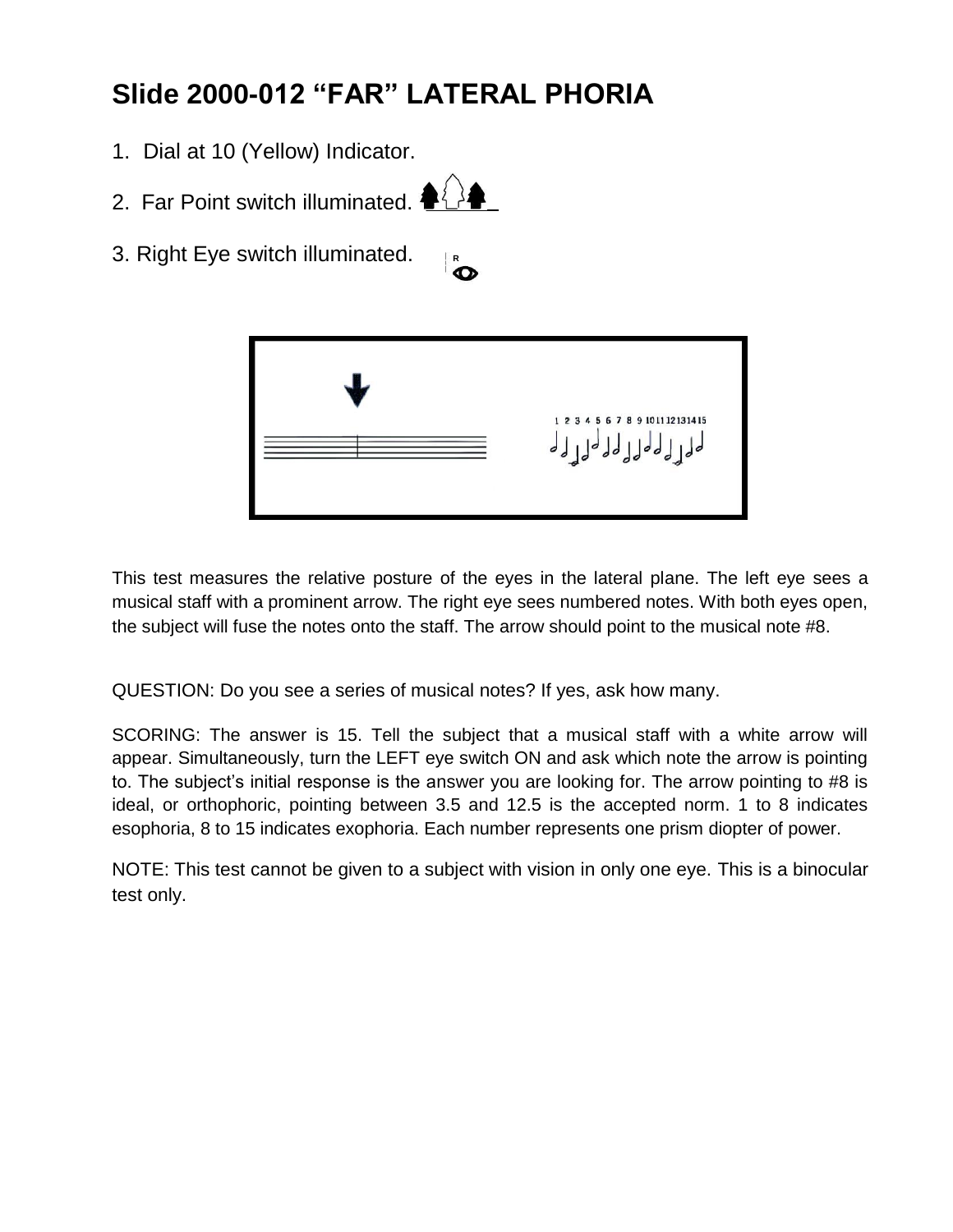# Slide 2000-012 "FAR" LATERAL PHORIA

1. Dial at 10 (Yellow) Indicator.
2. Far Point switch illuminated.
3. Right Eye switch illuminated.

This test measures the relative posture of the eyes in the lateral plane. The left eye sees a musical staff with a prominent arrow. The right eye sees numbered notes. With both eyes open, the subject will fuse the notes onto the staff. The arrow should point to the musical note #8.

QUESTION: Do you see a series of musical notes? If yes, ask how many.

SCORING: The answer is 15. Tell the subject that a musical staff with a white arrow will appear. Simultaneously, turn the LEFT eye switch ON and ask which note the arrow is pointing to. The subject's initial response is the answer you are looking for. The arrow pointing to #8 is ideal, or orthophoric, pointing between 3.5 and 12.5 is the accepted norm. 1 to 8 indicates esophoria, 8 to 15 indicates exophoria. Each number represents one prism diopter of power.

NOTE: This test cannot be given to a subject with vision in only one eye. This is a binocular test only.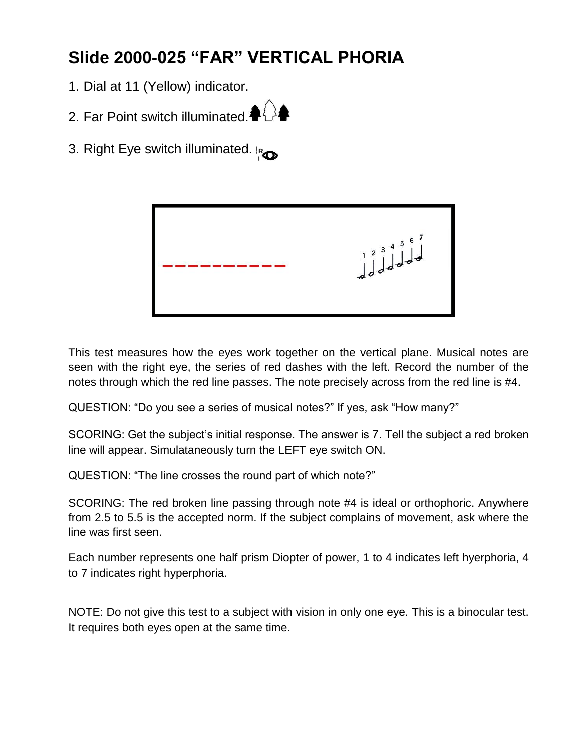# Slide 2000-025 "FAR" VERTICAL PHORIA

1. Dial at 11 (Yellow) indicator.
2. Far Point switch illuminated.
3. Right Eye switch illuminated.

This test measures how the eyes work together on the vertical plane. Musical notes are seen with the right eye, the series of red dashes with the left. Record the number of the notes through which the red line passes. The note precisely across from the red line is #4.

QUESTION: "Do you see a series of musical notes?" If yes, ask "How many?"

SCORING: Get the subject's initial response. The answer is 7. Tell the subject a red broken line will appear. Simulataneously turn the LEFT eye switch ON.

QUESTION: "The line crosses the round part of which note?"

SCORING: The red broken line passing through note #4 is ideal or orthophoric. Anywhere from 2.5 to 5.5 is the accepted norm. If the subject complains of movement, ask where the line was first seen.

Each number represents one half prism Diopter of power, 1 to 4 indicates left hyerphoria, 4 to 7 indicates right hyperphoria.

NOTE: Do not give this test to a subject with vision in only one eye. This is a binocular test. It requires both eyes open at the same time.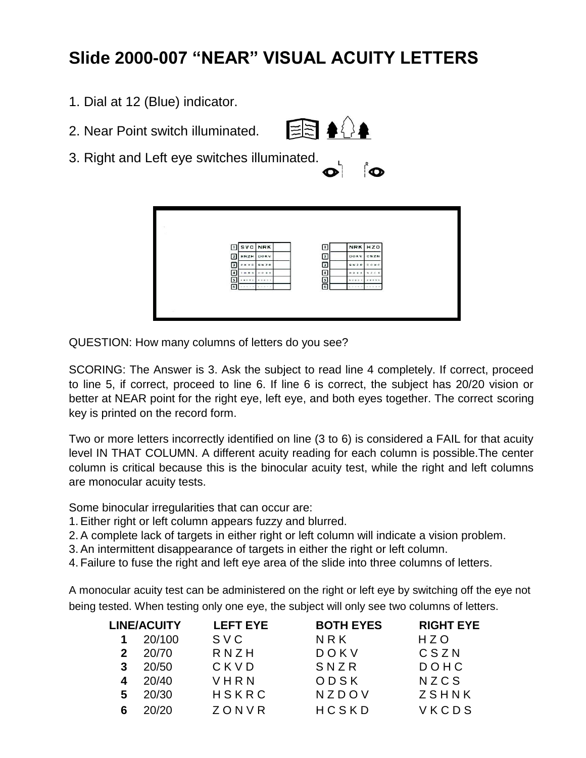# Slide 2000-007 "NEAR" VISUAL ACUITY LETTERS

1. Dial at 12 (Blue) indicator.
2. Near Point switch illuminated.
3. Right and Left eye switches illuminated.

QUESTION: How many columns of letters do you see?

SCORING: The Answer is 3. Ask the subject to read line 4 completely. If correct, proceed to line 5, if correct, proceed to line 6. If line 6 is correct, the subject has 20/20 vision or better at NEAR point for the right eye, left eye, and both eyes together. The correct scoring key is printed on the record form.

Two or more letters incorrectly identified on line (3 to 6) is considered a FAIL for that acuity level IN THAT COLUMN. A different acuity reading for each column is possible.The center column is critical because this is the binocular acuity test, while the right and left columns are monocular acuity tests.

Some binocular irregularities that can occur are:

1. Either right or left column appears fuzzy and blurred.
2. A complete lack of targets in either right or left column will indicate a vision problem.
3. An intermittent disappearance of targets in either the right or left column.
4. Failure to fuse the right and left eye area of the slide into three columns of letters.

A monocular acuity test can be administered on the right or left eye by switching off the eye not being tested. When testing only one eye, the subject will only see two columns of letters.

| LINE/ACUITY | | LEFT EYE | BOTH EYES | RIGHT EYE |
|---|---|---|---|---|
| **1** | 20/100 | S V C | N R K | H Z O |
| **2** | 20/70 | R N Z H | D O K V | C S Z N |
| **3** | 20/50 | C K V D | S N Z R | D O H C |
| **4** | 20/40 | V H R N | O D S K | N Z C S |
| **5** | 20/30 | H S K R C | N Z D O V | Z S H N K |
| **6** | 20/20 | Z O N V R | H C S K D | V K C D S |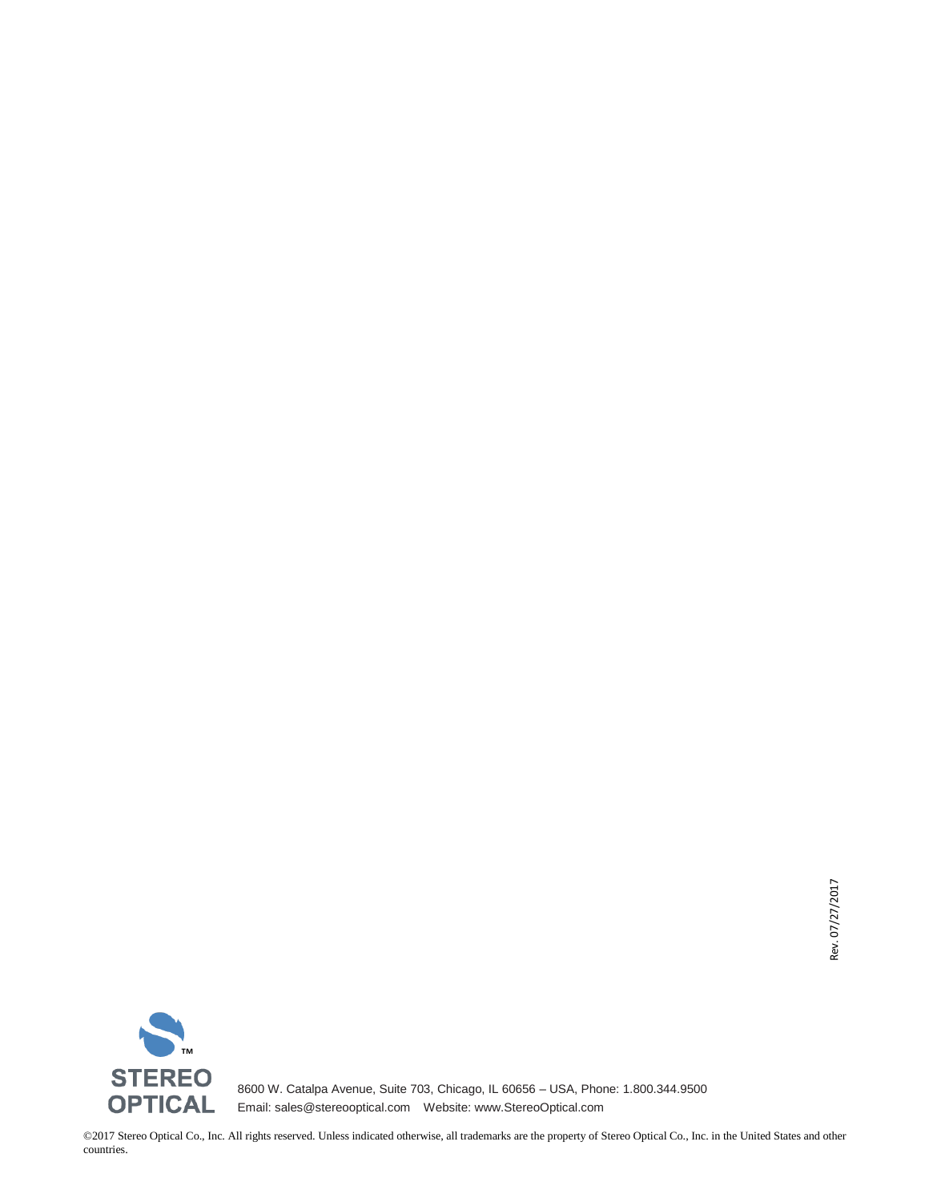Rev. 07/27/2017

STEREO OPTICAL

8600 W. Catalpa Avenue, Suite 703, Chicago, IL 60656 – USA, Phone: 1.800.344.9500
Email: sales@stereooptical.com Website: www.StereoOptical.com

©2017 Stereo Optical Co., Inc. All rights reserved. Unless indicated otherwise, all trademarks are the property of Stereo Optical Co., Inc. in the United States and other countries.